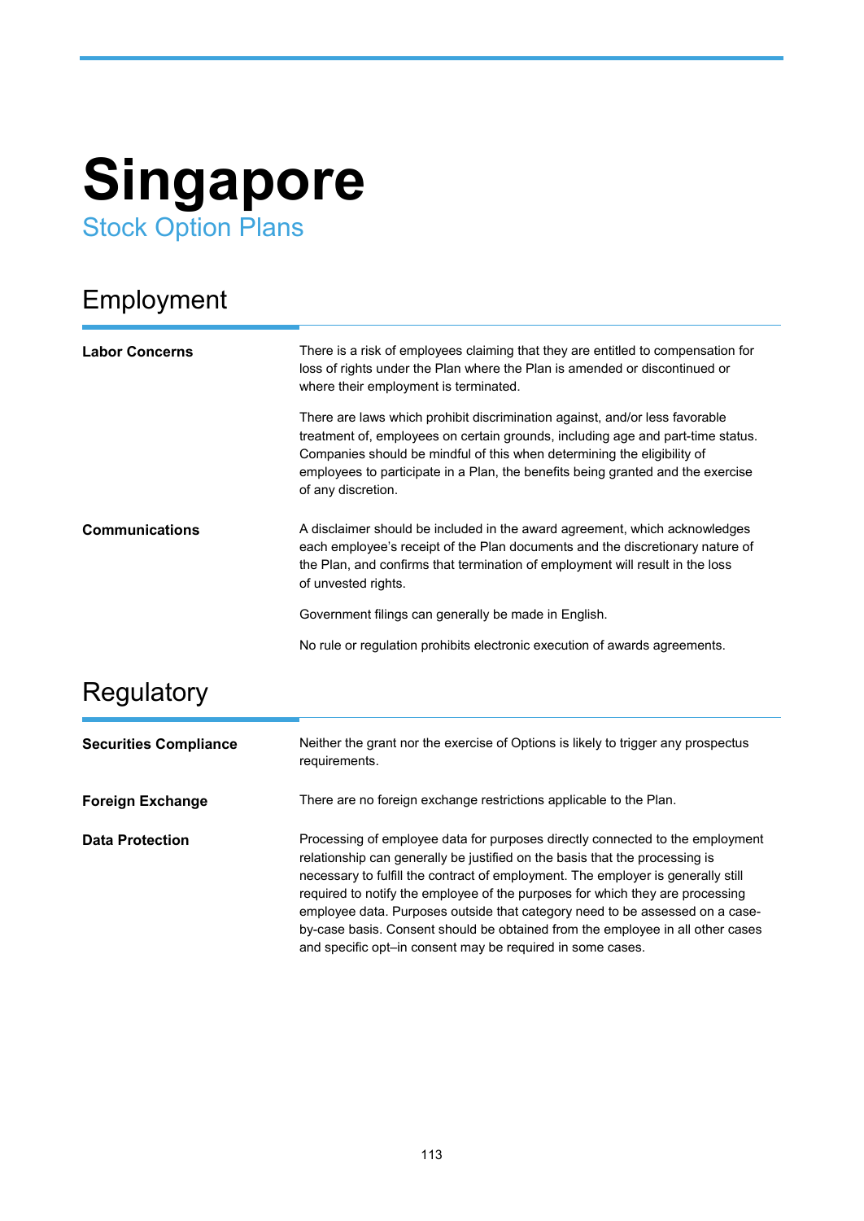# Singapore

## Stock Option Plans

## Employment

**Labor Concerns**

There is a risk of employees claiming that they are entitled to compensation for loss of rights under the Plan where the Plan is amended or discontinued or where their employment is terminated.

There are laws which prohibit discrimination against, and/or less favorable treatment of, employees on certain grounds, including age and part-time status. Companies should be mindful of this when determining the eligibility of employees to participate in a Plan, the benefits being granted and the exercise of any discretion.

**Communications**

A disclaimer should be included in the award agreement, which acknowledges each employee's receipt of the Plan documents and the discretionary nature of the Plan, and confirms that termination of employment will result in the loss of unvested rights.

Government filings can generally be made in English.

No rule or regulation prohibits electronic execution of awards agreements.

## Regulatory

**Securities Compliance**

Neither the grant nor the exercise of Options is likely to trigger any prospectus requirements.

**Foreign Exchange**

There are no foreign exchange restrictions applicable to the Plan.

**Data Protection**

Processing of employee data for purposes directly connected to the employment relationship can generally be justified on the basis that the processing is necessary to fulfill the contract of employment. The employer is generally still required to notify the employee of the purposes for which they are processing employee data. Purposes outside that category need to be assessed on a case-by-case basis. Consent should be obtained from the employee in all other cases and specific opt–in consent may be required in some cases.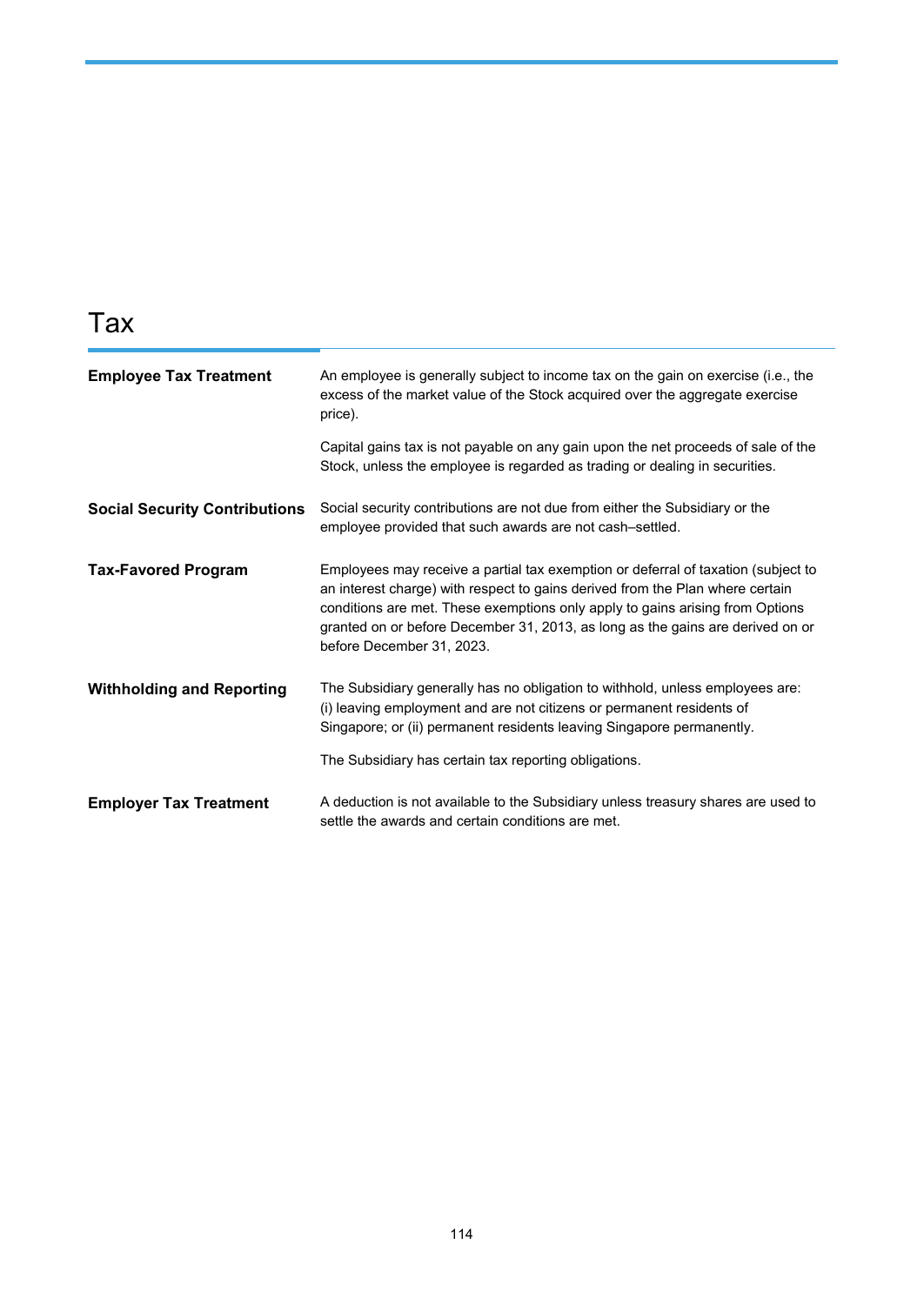# Tax

| | |
|---|---|
| **Employee Tax Treatment** | An employee is generally subject to income tax on the gain on exercise (i.e., the excess of the market value of the Stock acquired over the aggregate exercise price).<br><br>Capital gains tax is not payable on any gain upon the net proceeds of sale of the Stock, unless the employee is regarded as trading or dealing in securities. |
| **Social Security Contributions** | Social security contributions are not due from either the Subsidiary or the employee provided that such awards are not cash–settled. |
| **Tax-Favored Program** | Employees may receive a partial tax exemption or deferral of taxation (subject to an interest charge) with respect to gains derived from the Plan where certain conditions are met. These exemptions only apply to gains arising from Options granted on or before December 31, 2013, as long as the gains are derived on or before December 31, 2023. |
| **Withholding and Reporting** | The Subsidiary generally has no obligation to withhold, unless employees are: (i) leaving employment and are not citizens or permanent residents of Singapore; or (ii) permanent residents leaving Singapore permanently.<br><br>The Subsidiary has certain tax reporting obligations. |
| **Employer Tax Treatment** | A deduction is not available to the Subsidiary unless treasury shares are used to settle the awards and certain conditions are met. |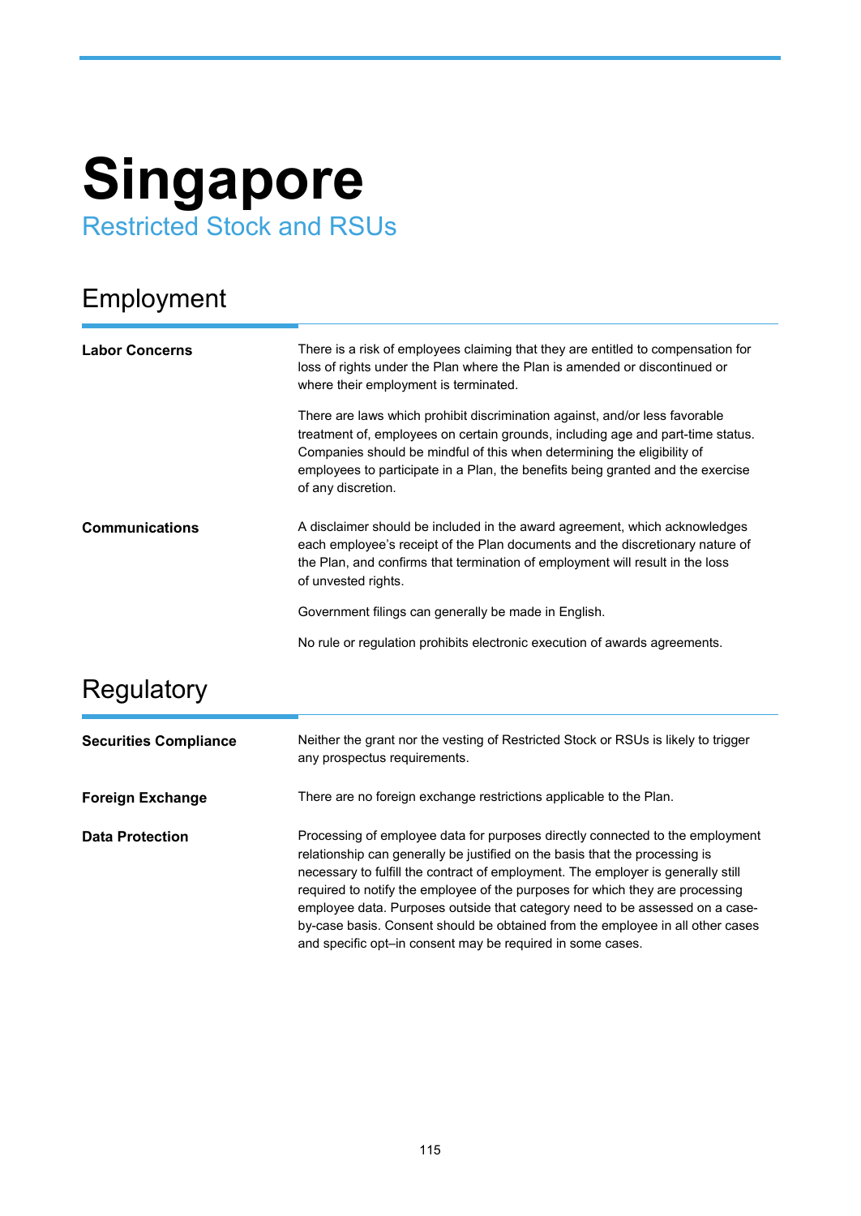# Singapore

## Restricted Stock and RSUs

## Employment

**Labor Concerns**

There is a risk of employees claiming that they are entitled to compensation for loss of rights under the Plan where the Plan is amended or discontinued or where their employment is terminated.

There are laws which prohibit discrimination against, and/or less favorable treatment of, employees on certain grounds, including age and part-time status. Companies should be mindful of this when determining the eligibility of employees to participate in a Plan, the benefits being granted and the exercise of any discretion.

**Communications**

A disclaimer should be included in the award agreement, which acknowledges each employee's receipt of the Plan documents and the discretionary nature of the Plan, and confirms that termination of employment will result in the loss of unvested rights.

Government filings can generally be made in English.

No rule or regulation prohibits electronic execution of awards agreements.

## Regulatory

**Securities Compliance**

Neither the grant nor the vesting of Restricted Stock or RSUs is likely to trigger any prospectus requirements.

**Foreign Exchange**

There are no foreign exchange restrictions applicable to the Plan.

**Data Protection**

Processing of employee data for purposes directly connected to the employment relationship can generally be justified on the basis that the processing is necessary to fulfill the contract of employment. The employer is generally still required to notify the employee of the purposes for which they are processing employee data. Purposes outside that category need to be assessed on a case-by-case basis. Consent should be obtained from the employee in all other cases and specific opt–in consent may be required in some cases.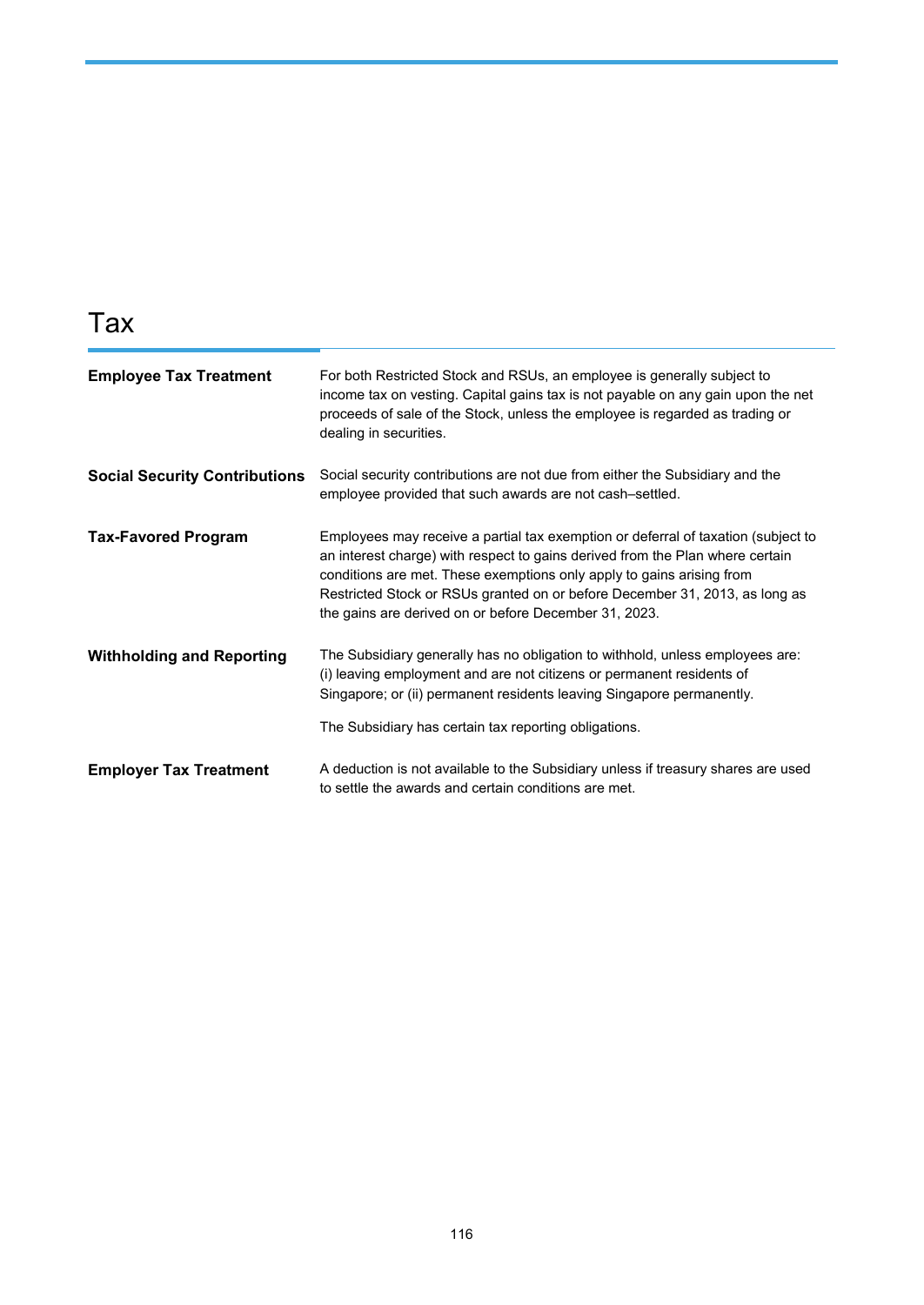# Tax

| | |
|---|---|
| **Employee Tax Treatment** | For both Restricted Stock and RSUs, an employee is generally subject to income tax on vesting. Capital gains tax is not payable on any gain upon the net proceeds of sale of the Stock, unless the employee is regarded as trading or dealing in securities. |
| **Social Security Contributions** | Social security contributions are not due from either the Subsidiary and the employee provided that such awards are not cash–settled. |
| **Tax-Favored Program** | Employees may receive a partial tax exemption or deferral of taxation (subject to an interest charge) with respect to gains derived from the Plan where certain conditions are met. These exemptions only apply to gains arising from Restricted Stock or RSUs granted on or before December 31, 2013, as long as the gains are derived on or before December 31, 2023. |
| **Withholding and Reporting** | The Subsidiary generally has no obligation to withhold, unless employees are: (i) leaving employment and are not citizens or permanent residents of Singapore; or (ii) permanent residents leaving Singapore permanently.<br><br>The Subsidiary has certain tax reporting obligations. |
| **Employer Tax Treatment** | A deduction is not available to the Subsidiary unless if treasury shares are used to settle the awards and certain conditions are met. |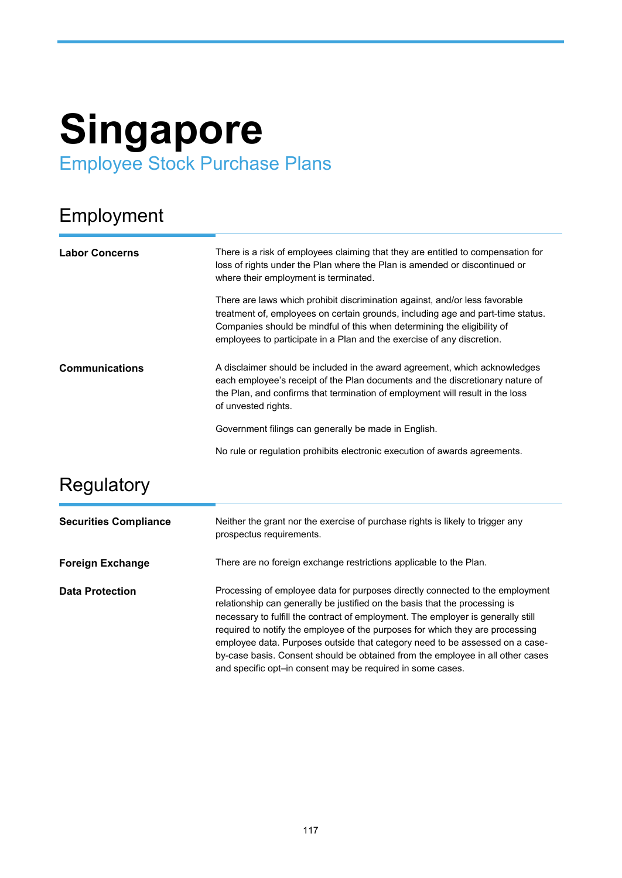# Singapore

## Employee Stock Purchase Plans

### Employment

| | |
|---|---|
| **Labor Concerns** | There is a risk of employees claiming that they are entitled to compensation for loss of rights under the Plan where the Plan is amended or discontinued or where their employment is terminated.<br><br>There are laws which prohibit discrimination against, and/or less favorable treatment of, employees on certain grounds, including age and part-time status. Companies should be mindful of this when determining the eligibility of employees to participate in a Plan and the exercise of any discretion. |
| **Communications** | A disclaimer should be included in the award agreement, which acknowledges each employee's receipt of the Plan documents and the discretionary nature of the Plan, and confirms that termination of employment will result in the loss of unvested rights.<br><br>Government filings can generally be made in English.<br><br>No rule or regulation prohibits electronic execution of awards agreements. |

### Regulatory

| | |
|---|---|
| **Securities Compliance** | Neither the grant nor the exercise of purchase rights is likely to trigger any prospectus requirements. |
| **Foreign Exchange** | There are no foreign exchange restrictions applicable to the Plan. |
| **Data Protection** | Processing of employee data for purposes directly connected to the employment relationship can generally be justified on the basis that the processing is necessary to fulfill the contract of employment. The employer is generally still required to notify the employee of the purposes for which they are processing employee data. Purposes outside that category need to be assessed on a case-by-case basis. Consent should be obtained from the employee in all other cases and specific opt–in consent may be required in some cases. |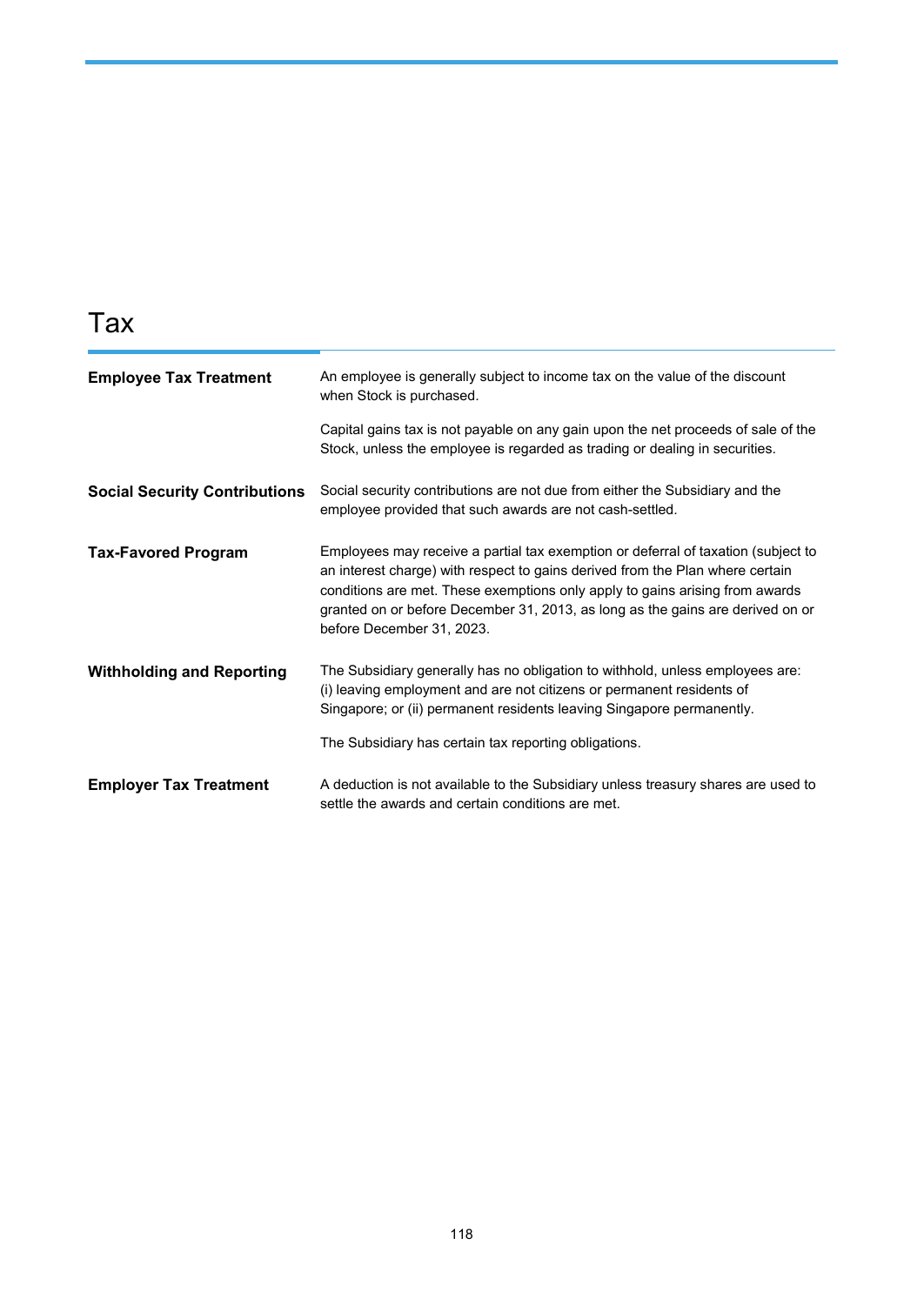# Tax

| | |
|---|---|
| **Employee Tax Treatment** | An employee is generally subject to income tax on the value of the discount when Stock is purchased.<br><br>Capital gains tax is not payable on any gain upon the net proceeds of sale of the Stock, unless the employee is regarded as trading or dealing in securities. |
| **Social Security Contributions** | Social security contributions are not due from either the Subsidiary and the employee provided that such awards are not cash-settled. |
| **Tax-Favored Program** | Employees may receive a partial tax exemption or deferral of taxation (subject to an interest charge) with respect to gains derived from the Plan where certain conditions are met. These exemptions only apply to gains arising from awards granted on or before December 31, 2013, as long as the gains are derived on or before December 31, 2023. |
| **Withholding and Reporting** | The Subsidiary generally has no obligation to withhold, unless employees are: (i) leaving employment and are not citizens or permanent residents of Singapore; or (ii) permanent residents leaving Singapore permanently.<br><br>The Subsidiary has certain tax reporting obligations. |
| **Employer Tax Treatment** | A deduction is not available to the Subsidiary unless treasury shares are used to settle the awards and certain conditions are met. |